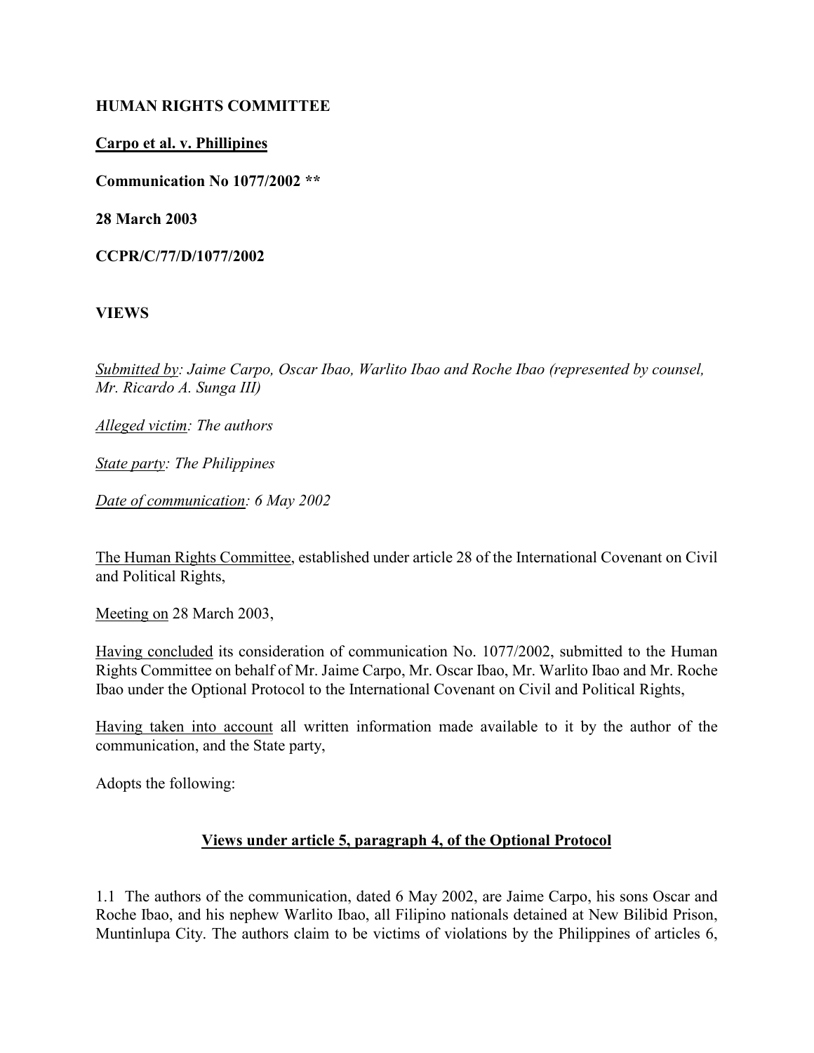**HUMAN RIGHTS COMMITTEE**

**Carpo et al. v. Phillipines**

**Communication No 1077/2002 \*\***

**28 March 2003**

**CCPR/C/77/D/1077/2002**

**VIEWS**

*Submitted by: Jaime Carpo, Oscar Ibao, Warlito Ibao and Roche Ibao (represented by counsel, Mr. Ricardo A. Sunga III)*

*Alleged victim: The authors*

*State party: The Philippines*

*Date of communication: 6 May 2002*

The Human Rights Committee, established under article 28 of the International Covenant on Civil and Political Rights,

Meeting on 28 March 2003,

Having concluded its consideration of communication No. 1077/2002, submitted to the Human Rights Committee on behalf of Mr. Jaime Carpo, Mr. Oscar Ibao, Mr. Warlito Ibao and Mr. Roche Ibao under the Optional Protocol to the International Covenant on Civil and Political Rights,

Having taken into account all written information made available to it by the author of the communication, and the State party,

Adopts the following:

**Views under article 5, paragraph 4, of the Optional Protocol**

1.1 The authors of the communication, dated 6 May 2002, are Jaime Carpo, his sons Oscar and Roche Ibao, and his nephew Warlito Ibao, all Filipino nationals detained at New Bilibid Prison, Muntinlupa City. The authors claim to be victims of violations by the Philippines of articles 6,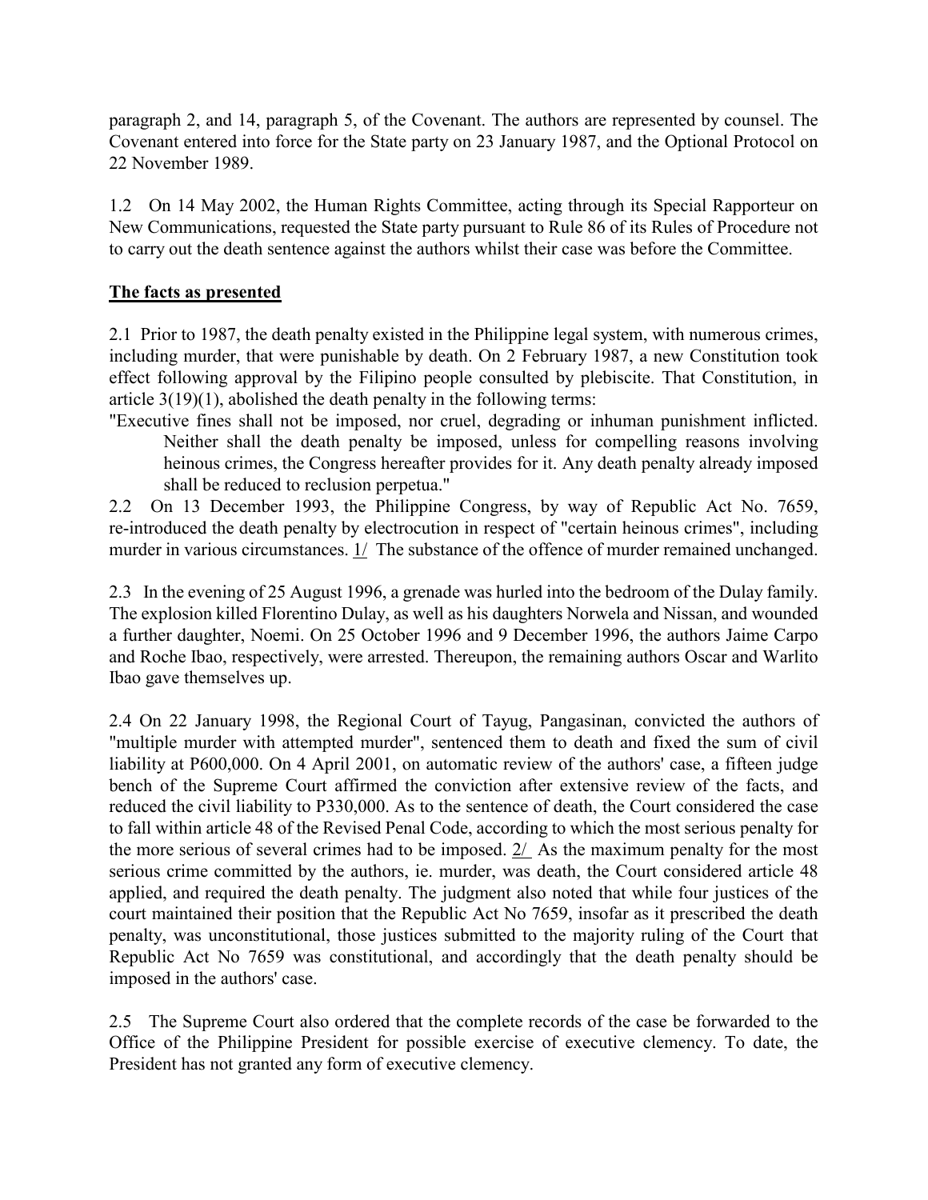paragraph 2, and 14, paragraph 5, of the Covenant. The authors are represented by counsel. The Covenant entered into force for the State party on 23 January 1987, and the Optional Protocol on 22 November 1989.

1.2 On 14 May 2002, the Human Rights Committee, acting through its Special Rapporteur on New Communications, requested the State party pursuant to Rule 86 of its Rules of Procedure not to carry out the death sentence against the authors whilst their case was before the Committee.

**The facts as presented**

2.1 Prior to 1987, the death penalty existed in the Philippine legal system, with numerous crimes, including murder, that were punishable by death. On 2 February 1987, a new Constitution took effect following approval by the Filipino people consulted by plebiscite. That Constitution, in article 3(19)(1), abolished the death penalty in the following terms:

"Executive fines shall not be imposed, nor cruel, degrading or inhuman punishment inflicted. Neither shall the death penalty be imposed, unless for compelling reasons involving heinous crimes, the Congress hereafter provides for it. Any death penalty already imposed shall be reduced to reclusion perpetua."

2.2 On 13 December 1993, the Philippine Congress, by way of Republic Act No. 7659, re-introduced the death penalty by electrocution in respect of "certain heinous crimes", including murder in various circumstances. 1/ The substance of the offence of murder remained unchanged.

2.3 In the evening of 25 August 1996, a grenade was hurled into the bedroom of the Dulay family. The explosion killed Florentino Dulay, as well as his daughters Norwela and Nissan, and wounded a further daughter, Noemi. On 25 October 1996 and 9 December 1996, the authors Jaime Carpo and Roche Ibao, respectively, were arrested. Thereupon, the remaining authors Oscar and Warlito Ibao gave themselves up.

2.4 On 22 January 1998, the Regional Court of Tayug, Pangasinan, convicted the authors of "multiple murder with attempted murder", sentenced them to death and fixed the sum of civil liability at P600,000. On 4 April 2001, on automatic review of the authors' case, a fifteen judge bench of the Supreme Court affirmed the conviction after extensive review of the facts, and reduced the civil liability to P330,000. As to the sentence of death, the Court considered the case to fall within article 48 of the Revised Penal Code, according to which the most serious penalty for the more serious of several crimes had to be imposed. 2/ As the maximum penalty for the most serious crime committed by the authors, ie. murder, was death, the Court considered article 48 applied, and required the death penalty. The judgment also noted that while four justices of the court maintained their position that the Republic Act No 7659, insofar as it prescribed the death penalty, was unconstitutional, those justices submitted to the majority ruling of the Court that Republic Act No 7659 was constitutional, and accordingly that the death penalty should be imposed in the authors' case.

2.5 The Supreme Court also ordered that the complete records of the case be forwarded to the Office of the Philippine President for possible exercise of executive clemency. To date, the President has not granted any form of executive clemency.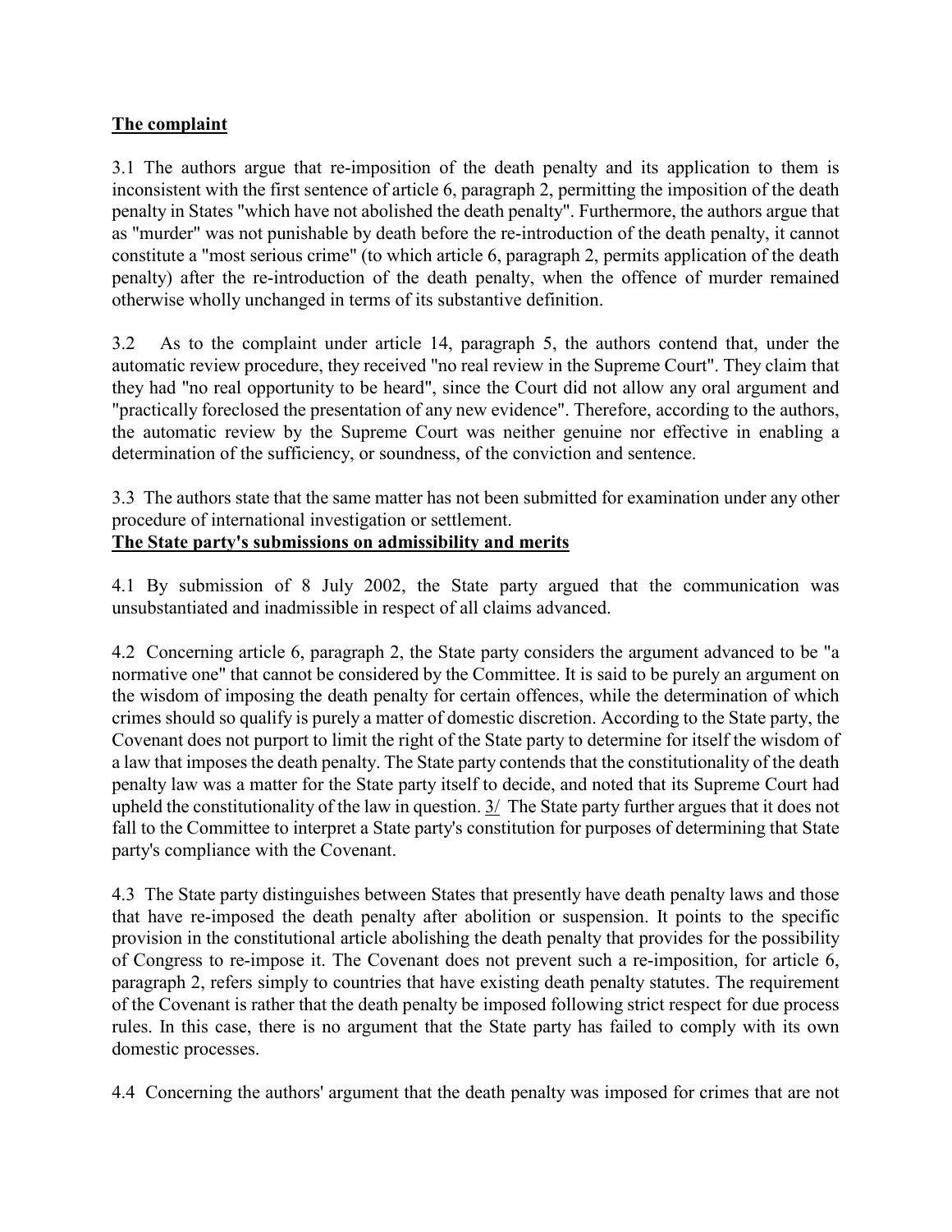## The complaint

3.1 The authors argue that re-imposition of the death penalty and its application to them is inconsistent with the first sentence of article 6, paragraph 2, permitting the imposition of the death penalty in States "which have not abolished the death penalty". Furthermore, the authors argue that as "murder" was not punishable by death before the re-introduction of the death penalty, it cannot constitute a "most serious crime" (to which article 6, paragraph 2, permits application of the death penalty) after the re-introduction of the death penalty, when the offence of murder remained otherwise wholly unchanged in terms of its substantive definition.

3.2 As to the complaint under article 14, paragraph 5, the authors contend that, under the automatic review procedure, they received "no real review in the Supreme Court". They claim that they had "no real opportunity to be heard", since the Court did not allow any oral argument and "practically foreclosed the presentation of any new evidence". Therefore, according to the authors, the automatic review by the Supreme Court was neither genuine nor effective in enabling a determination of the sufficiency, or soundness, of the conviction and sentence.

3.3 The authors state that the same matter has not been submitted for examination under any other procedure of international investigation or settlement.

## The State party's submissions on admissibility and merits

4.1 By submission of 8 July 2002, the State party argued that the communication was unsubstantiated and inadmissible in respect of all claims advanced.

4.2 Concerning article 6, paragraph 2, the State party considers the argument advanced to be "a normative one" that cannot be considered by the Committee. It is said to be purely an argument on the wisdom of imposing the death penalty for certain offences, while the determination of which crimes should so qualify is purely a matter of domestic discretion. According to the State party, the Covenant does not purport to limit the right of the State party to determine for itself the wisdom of a law that imposes the death penalty. The State party contends that the constitutionality of the death penalty law was a matter for the State party itself to decide, and noted that its Supreme Court had upheld the constitutionality of the law in question. 3/ The State party further argues that it does not fall to the Committee to interpret a State party's constitution for purposes of determining that State party's compliance with the Covenant.

4.3 The State party distinguishes between States that presently have death penalty laws and those that have re-imposed the death penalty after abolition or suspension. It points to the specific provision in the constitutional article abolishing the death penalty that provides for the possibility of Congress to re-impose it. The Covenant does not prevent such a re-imposition, for article 6, paragraph 2, refers simply to countries that have existing death penalty statutes. The requirement of the Covenant is rather that the death penalty be imposed following strict respect for due process rules. In this case, there is no argument that the State party has failed to comply with its own domestic processes.

4.4 Concerning the authors' argument that the death penalty was imposed for crimes that are not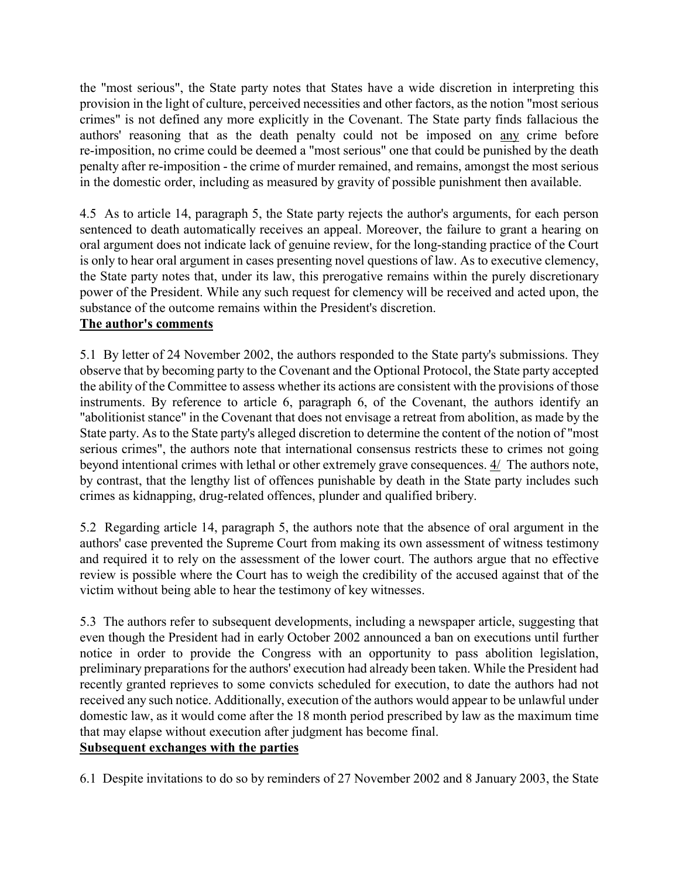the "most serious", the State party notes that States have a wide discretion in interpreting this provision in the light of culture, perceived necessities and other factors, as the notion "most serious crimes" is not defined any more explicitly in the Covenant. The State party finds fallacious the authors' reasoning that as the death penalty could not be imposed on <u>any</u> crime before re-imposition, no crime could be deemed a "most serious" one that could be punished by the death penalty after re-imposition - the crime of murder remained, and remains, amongst the most serious in the domestic order, including as measured by gravity of possible punishment then available.

4.5 As to article 14, paragraph 5, the State party rejects the author's arguments, for each person sentenced to death automatically receives an appeal. Moreover, the failure to grant a hearing on oral argument does not indicate lack of genuine review, for the long-standing practice of the Court is only to hear oral argument in cases presenting novel questions of law. As to executive clemency, the State party notes that, under its law, this prerogative remains within the purely discretionary power of the President. While any such request for clemency will be received and acted upon, the substance of the outcome remains within the President's discretion.

**The author's comments**

5.1 By letter of 24 November 2002, the authors responded to the State party's submissions. They observe that by becoming party to the Covenant and the Optional Protocol, the State party accepted the ability of the Committee to assess whether its actions are consistent with the provisions of those instruments. By reference to article 6, paragraph 6, of the Covenant, the authors identify an "abolitionist stance" in the Covenant that does not envisage a retreat from abolition, as made by the State party. As to the State party's alleged discretion to determine the content of the notion of "most serious crimes", the authors note that international consensus restricts these to crimes not going beyond intentional crimes with lethal or other extremely grave consequences. 4/ The authors note, by contrast, that the lengthy list of offences punishable by death in the State party includes such crimes as kidnapping, drug-related offences, plunder and qualified bribery.

5.2 Regarding article 14, paragraph 5, the authors note that the absence of oral argument in the authors' case prevented the Supreme Court from making its own assessment of witness testimony and required it to rely on the assessment of the lower court. The authors argue that no effective review is possible where the Court has to weigh the credibility of the accused against that of the victim without being able to hear the testimony of key witnesses.

5.3 The authors refer to subsequent developments, including a newspaper article, suggesting that even though the President had in early October 2002 announced a ban on executions until further notice in order to provide the Congress with an opportunity to pass abolition legislation, preliminary preparations for the authors' execution had already been taken. While the President had recently granted reprieves to some convicts scheduled for execution, to date the authors had not received any such notice. Additionally, execution of the authors would appear to be unlawful under domestic law, as it would come after the 18 month period prescribed by law as the maximum time that may elapse without execution after judgment has become final.

**Subsequent exchanges with the parties**

6.1 Despite invitations to do so by reminders of 27 November 2002 and 8 January 2003, the State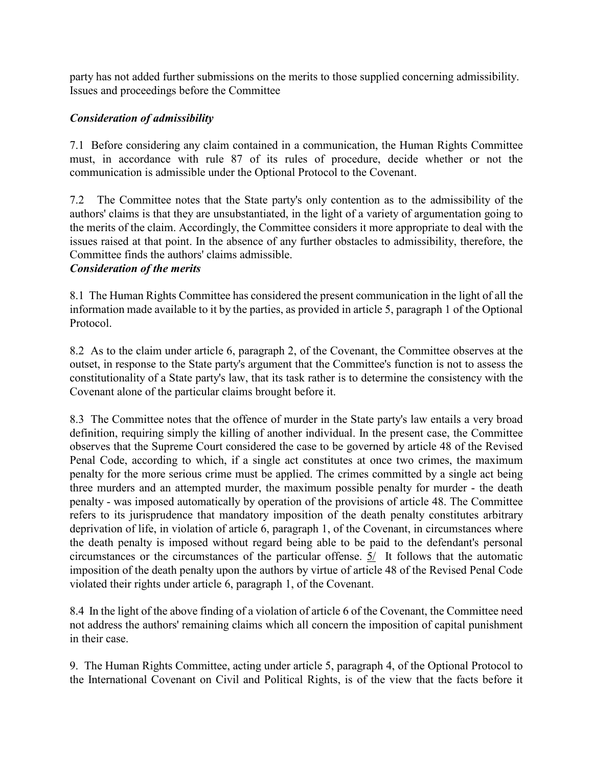party has not added further submissions on the merits to those supplied concerning admissibility.
Issues and proceedings before the Committee

***Consideration of admissibility***

7.1 Before considering any claim contained in a communication, the Human Rights Committee must, in accordance with rule 87 of its rules of procedure, decide whether or not the communication is admissible under the Optional Protocol to the Covenant.

7.2 The Committee notes that the State party's only contention as to the admissibility of the authors' claims is that they are unsubstantiated, in the light of a variety of argumentation going to the merits of the claim. Accordingly, the Committee considers it more appropriate to deal with the issues raised at that point. In the absence of any further obstacles to admissibility, therefore, the Committee finds the authors' claims admissible.

***Consideration of the merits***

8.1 The Human Rights Committee has considered the present communication in the light of all the information made available to it by the parties, as provided in article 5, paragraph 1 of the Optional Protocol.

8.2 As to the claim under article 6, paragraph 2, of the Covenant, the Committee observes at the outset, in response to the State party's argument that the Committee's function is not to assess the constitutionality of a State party's law, that its task rather is to determine the consistency with the Covenant alone of the particular claims brought before it.

8.3 The Committee notes that the offence of murder in the State party's law entails a very broad definition, requiring simply the killing of another individual. In the present case, the Committee observes that the Supreme Court considered the case to be governed by article 48 of the Revised Penal Code, according to which, if a single act constitutes at once two crimes, the maximum penalty for the more serious crime must be applied. The crimes committed by a single act being three murders and an attempted murder, the maximum possible penalty for murder - the death penalty - was imposed automatically by operation of the provisions of article 48. The Committee refers to its jurisprudence that mandatory imposition of the death penalty constitutes arbitrary deprivation of life, in violation of article 6, paragraph 1, of the Covenant, in circumstances where the death penalty is imposed without regard being able to be paid to the defendant's personal circumstances or the circumstances of the particular offense. 5/ It follows that the automatic imposition of the death penalty upon the authors by virtue of article 48 of the Revised Penal Code violated their rights under article 6, paragraph 1, of the Covenant.

8.4 In the light of the above finding of a violation of article 6 of the Covenant, the Committee need not address the authors' remaining claims which all concern the imposition of capital punishment in their case.

9. The Human Rights Committee, acting under article 5, paragraph 4, of the Optional Protocol to the International Covenant on Civil and Political Rights, is of the view that the facts before it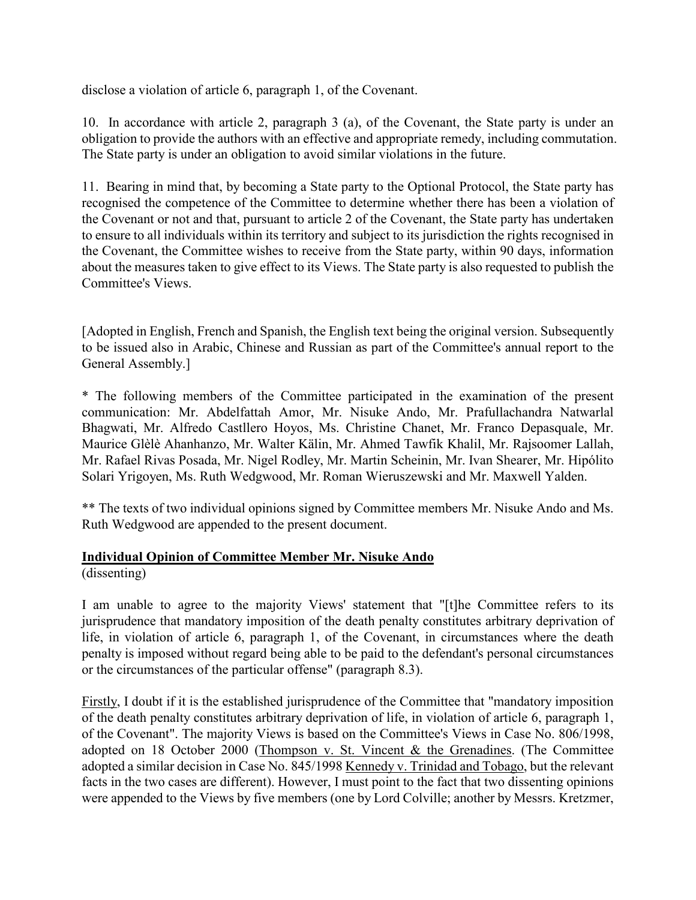disclose a violation of article 6, paragraph 1, of the Covenant.

10. In accordance with article 2, paragraph 3 (a), of the Covenant, the State party is under an obligation to provide the authors with an effective and appropriate remedy, including commutation. The State party is under an obligation to avoid similar violations in the future.

11. Bearing in mind that, by becoming a State party to the Optional Protocol, the State party has recognised the competence of the Committee to determine whether there has been a violation of the Covenant or not and that, pursuant to article 2 of the Covenant, the State party has undertaken to ensure to all individuals within its territory and subject to its jurisdiction the rights recognised in the Covenant, the Committee wishes to receive from the State party, within 90 days, information about the measures taken to give effect to its Views. The State party is also requested to publish the Committee's Views.

[Adopted in English, French and Spanish, the English text being the original version. Subsequently to be issued also in Arabic, Chinese and Russian as part of the Committee's annual report to the General Assembly.]

\* The following members of the Committee participated in the examination of the present communication: Mr. Abdelfattah Amor, Mr. Nisuke Ando, Mr. Prafullachandra Natwarlal Bhagwati, Mr. Alfredo Castllero Hoyos, Ms. Christine Chanet, Mr. Franco Depasquale, Mr. Maurice Glèlè Ahanhanzo, Mr. Walter Kälin, Mr. Ahmed Tawfik Khalil, Mr. Rajsoomer Lallah, Mr. Rafael Rivas Posada, Mr. Nigel Rodley, Mr. Martin Scheinin, Mr. Ivan Shearer, Mr. Hipólito Solari Yrigoyen, Ms. Ruth Wedgwood, Mr. Roman Wieruszewski and Mr. Maxwell Yalden.

\*\* The texts of two individual opinions signed by Committee members Mr. Nisuke Ando and Ms. Ruth Wedgwood are appended to the present document.

**Individual Opinion of Committee Member Mr. Nisuke Ando**
(dissenting)

I am unable to agree to the majority Views' statement that "[t]he Committee refers to its jurisprudence that mandatory imposition of the death penalty constitutes arbitrary deprivation of life, in violation of article 6, paragraph 1, of the Covenant, in circumstances where the death penalty is imposed without regard being able to be paid to the defendant's personal circumstances or the circumstances of the particular offense" (paragraph 8.3).

Firstly, I doubt if it is the established jurisprudence of the Committee that "mandatory imposition of the death penalty constitutes arbitrary deprivation of life, in violation of article 6, paragraph 1, of the Covenant". The majority Views is based on the Committee's Views in Case No. 806/1998, adopted on 18 October 2000 (Thompson v. St. Vincent & the Grenadines. (The Committee adopted a similar decision in Case No. 845/1998 Kennedy v. Trinidad and Tobago, but the relevant facts in the two cases are different). However, I must point to the fact that two dissenting opinions were appended to the Views by five members (one by Lord Colville; another by Messrs. Kretzmer,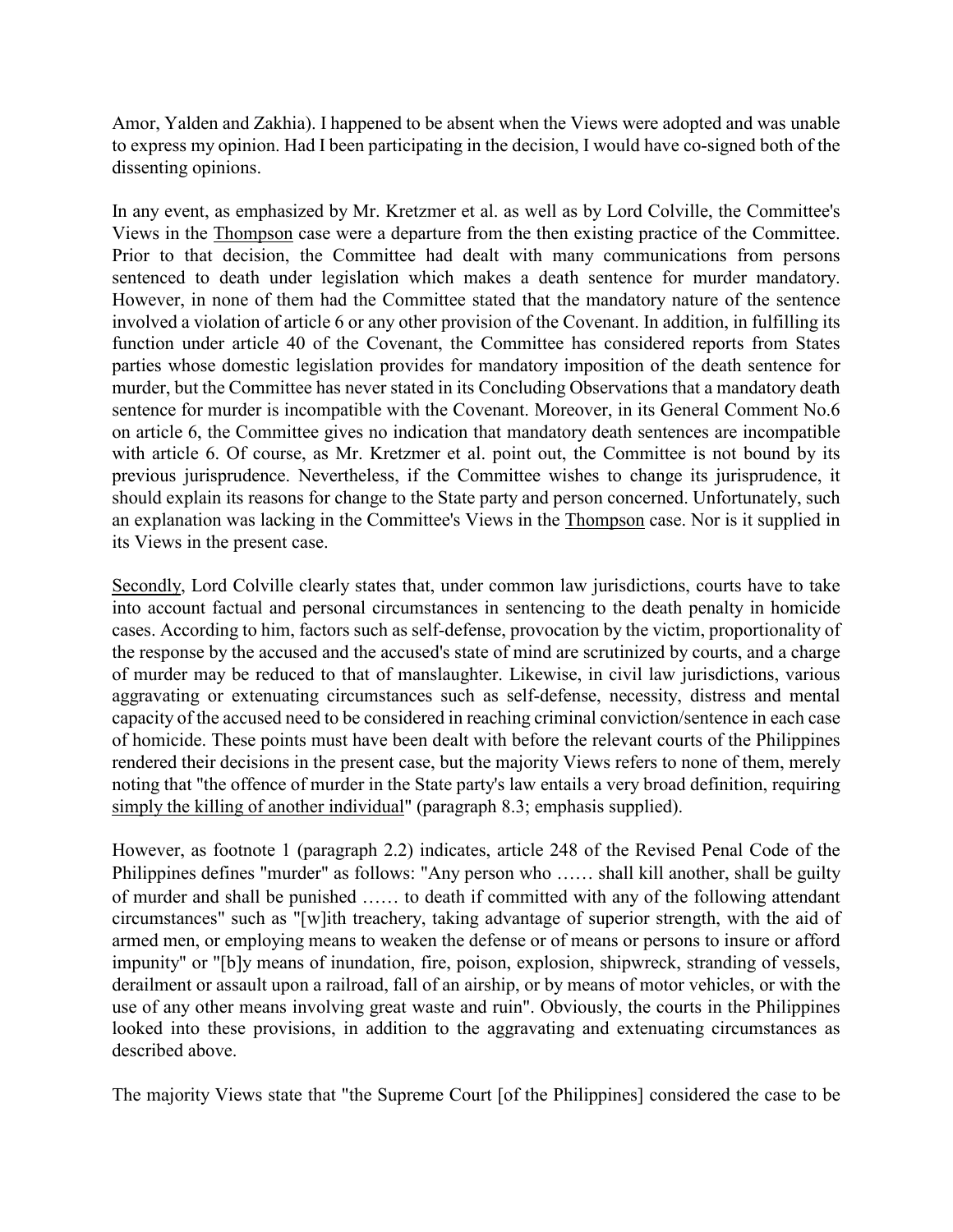Amor, Yalden and Zakhia). I happened to be absent when the Views were adopted and was unable to express my opinion. Had I been participating in the decision, I would have co-signed both of the dissenting opinions.

In any event, as emphasized by Mr. Kretzmer et al. as well as by Lord Colville, the Committee's Views in the Thompson case were a departure from the then existing practice of the Committee. Prior to that decision, the Committee had dealt with many communications from persons sentenced to death under legislation which makes a death sentence for murder mandatory. However, in none of them had the Committee stated that the mandatory nature of the sentence involved a violation of article 6 or any other provision of the Covenant. In addition, in fulfilling its function under article 40 of the Covenant, the Committee has considered reports from States parties whose domestic legislation provides for mandatory imposition of the death sentence for murder, but the Committee has never stated in its Concluding Observations that a mandatory death sentence for murder is incompatible with the Covenant. Moreover, in its General Comment No.6 on article 6, the Committee gives no indication that mandatory death sentences are incompatible with article 6. Of course, as Mr. Kretzmer et al. point out, the Committee is not bound by its previous jurisprudence. Nevertheless, if the Committee wishes to change its jurisprudence, it should explain its reasons for change to the State party and person concerned. Unfortunately, such an explanation was lacking in the Committee's Views in the Thompson case. Nor is it supplied in its Views in the present case.

Secondly, Lord Colville clearly states that, under common law jurisdictions, courts have to take into account factual and personal circumstances in sentencing to the death penalty in homicide cases. According to him, factors such as self-defense, provocation by the victim, proportionality of the response by the accused and the accused's state of mind are scrutinized by courts, and a charge of murder may be reduced to that of manslaughter. Likewise, in civil law jurisdictions, various aggravating or extenuating circumstances such as self-defense, necessity, distress and mental capacity of the accused need to be considered in reaching criminal conviction/sentence in each case of homicide. These points must have been dealt with before the relevant courts of the Philippines rendered their decisions in the present case, but the majority Views refers to none of them, merely noting that "the offence of murder in the State party's law entails a very broad definition, requiring simply the killing of another individual" (paragraph 8.3; emphasis supplied).

However, as footnote 1 (paragraph 2.2) indicates, article 248 of the Revised Penal Code of the Philippines defines "murder" as follows: "Any person who …… shall kill another, shall be guilty of murder and shall be punished …… to death if committed with any of the following attendant circumstances" such as "[w]ith treachery, taking advantage of superior strength, with the aid of armed men, or employing means to weaken the defense or of means or persons to insure or afford impunity" or "[b]y means of inundation, fire, poison, explosion, shipwreck, stranding of vessels, derailment or assault upon a railroad, fall of an airship, or by means of motor vehicles, or with the use of any other means involving great waste and ruin". Obviously, the courts in the Philippines looked into these provisions, in addition to the aggravating and extenuating circumstances as described above.

The majority Views state that "the Supreme Court [of the Philippines] considered the case to be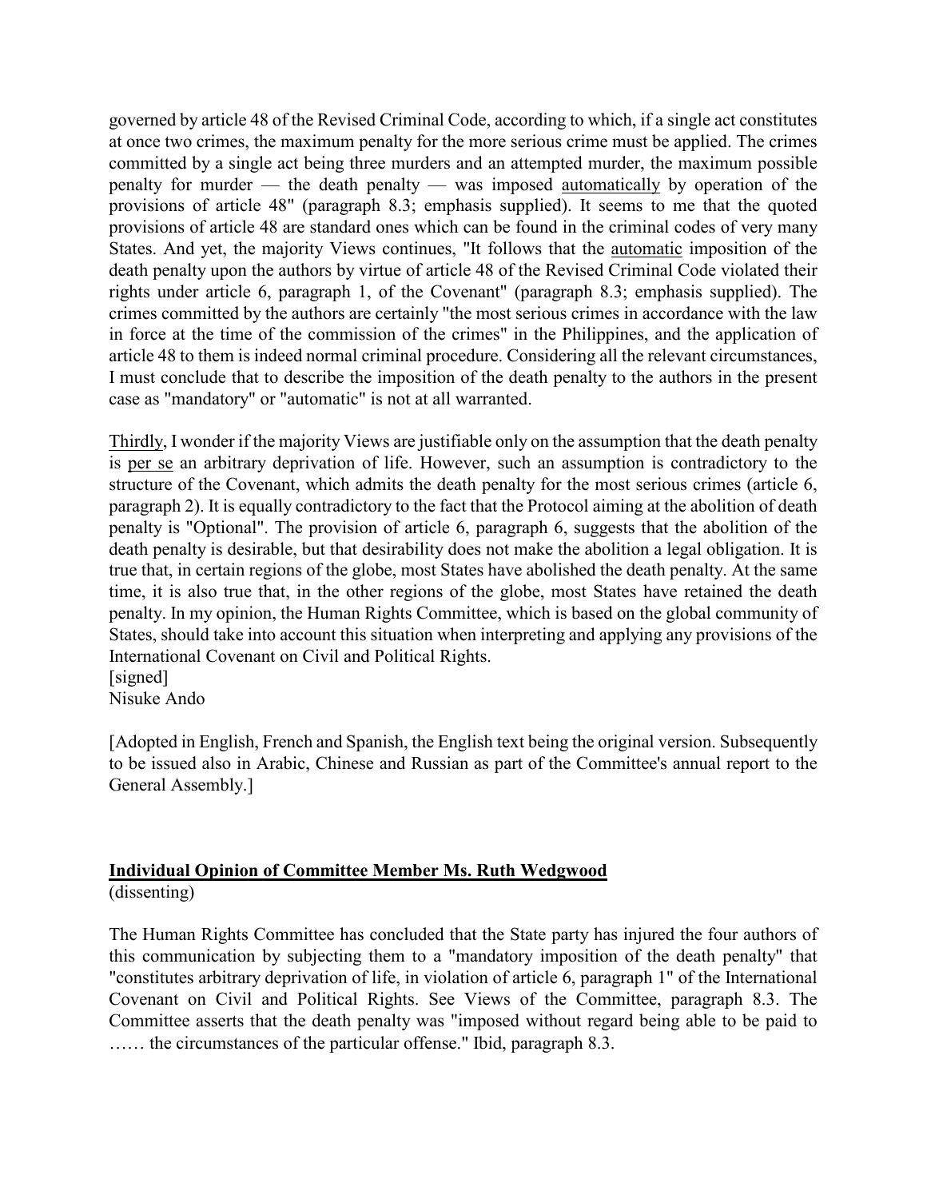governed by article 48 of the Revised Criminal Code, according to which, if a single act constitutes at once two crimes, the maximum penalty for the more serious crime must be applied. The crimes committed by a single act being three murders and an attempted murder, the maximum possible penalty for murder — the death penalty — was imposed <u>automatically</u> by operation of the provisions of article 48" (paragraph 8.3; emphasis supplied). It seems to me that the quoted provisions of article 48 are standard ones which can be found in the criminal codes of very many States. And yet, the majority Views continues, "It follows that the <u>automatic</u> imposition of the death penalty upon the authors by virtue of article 48 of the Revised Criminal Code violated their rights under article 6, paragraph 1, of the Covenant" (paragraph 8.3; emphasis supplied). The crimes committed by the authors are certainly "the most serious crimes in accordance with the law in force at the time of the commission of the crimes" in the Philippines, and the application of article 48 to them is indeed normal criminal procedure. Considering all the relevant circumstances, I must conclude that to describe the imposition of the death penalty to the authors in the present case as "mandatory" or "automatic" is not at all warranted.

<u>Thirdly</u>, I wonder if the majority Views are justifiable only on the assumption that the death penalty is <u>per se</u> an arbitrary deprivation of life. However, such an assumption is contradictory to the structure of the Covenant, which admits the death penalty for the most serious crimes (article 6, paragraph 2). It is equally contradictory to the fact that the Protocol aiming at the abolition of death penalty is "Optional". The provision of article 6, paragraph 6, suggests that the abolition of the death penalty is desirable, but that desirability does not make the abolition a legal obligation. It is true that, in certain regions of the globe, most States have abolished the death penalty. At the same time, it is also true that, in the other regions of the globe, most States have retained the death penalty. In my opinion, the Human Rights Committee, which is based on the global community of States, should take into account this situation when interpreting and applying any provisions of the International Covenant on Civil and Political Rights.
[signed]
Nisuke Ando

[Adopted in English, French and Spanish, the English text being the original version. Subsequently to be issued also in Arabic, Chinese and Russian as part of the Committee's annual report to the General Assembly.]

**<u>Individual Opinion of Committee Member Ms. Ruth Wedgwood</u>**
(dissenting)

The Human Rights Committee has concluded that the State party has injured the four authors of this communication by subjecting them to a "mandatory imposition of the death penalty" that "constitutes arbitrary deprivation of life, in violation of article 6, paragraph 1" of the International Covenant on Civil and Political Rights. See Views of the Committee, paragraph 8.3. The Committee asserts that the death penalty was "imposed without regard being able to be paid to …… the circumstances of the particular offense." Ibid, paragraph 8.3.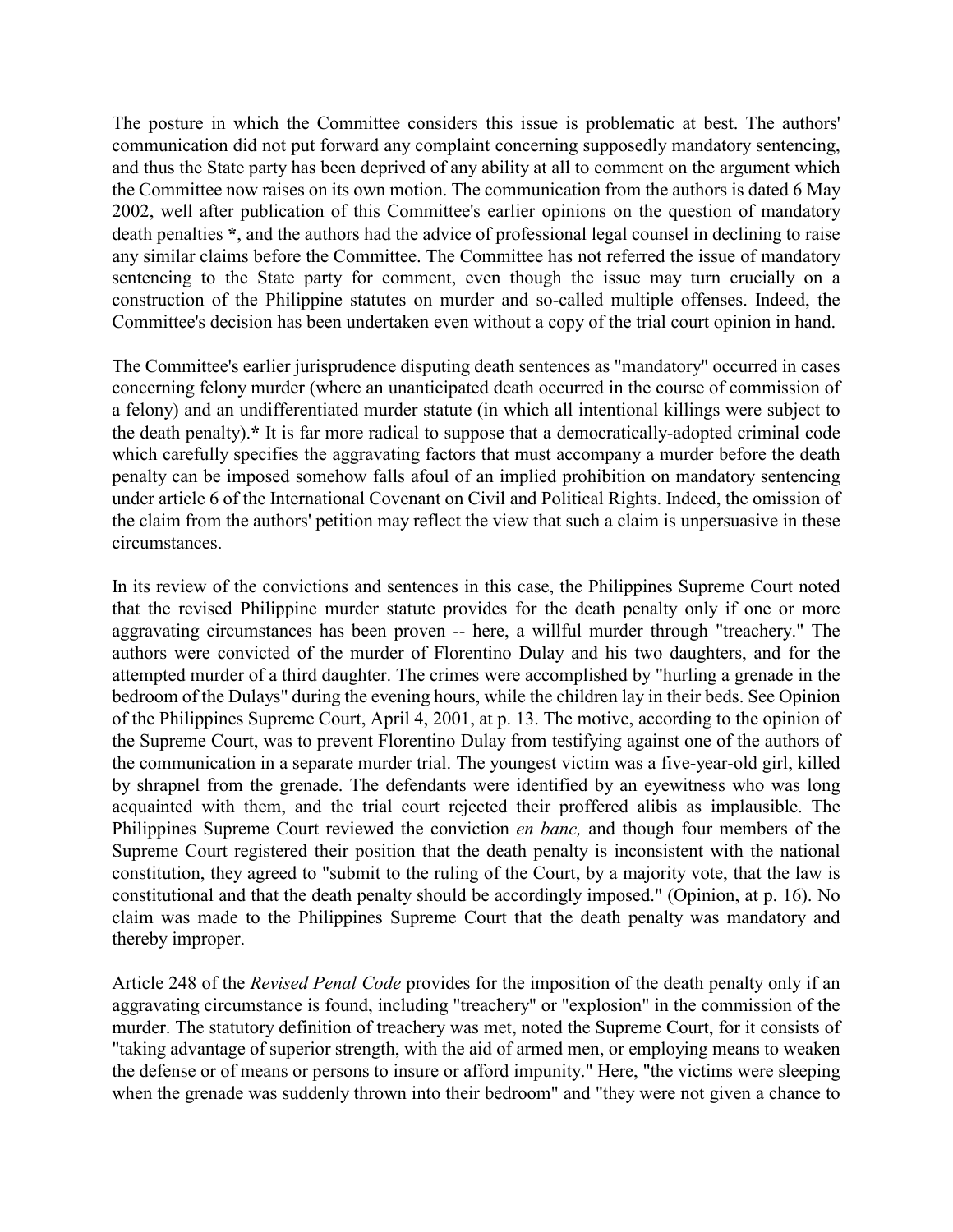The posture in which the Committee considers this issue is problematic at best. The authors' communication did not put forward any complaint concerning supposedly mandatory sentencing, and thus the State party has been deprived of any ability at all to comment on the argument which the Committee now raises on its own motion. The communication from the authors is dated 6 May 2002, well after publication of this Committee's earlier opinions on the question of mandatory death penalties *, and the authors had the advice of professional legal counsel in declining to raise any similar claims before the Committee. The Committee has not referred the issue of mandatory sentencing to the State party for comment, even though the issue may turn crucially on a construction of the Philippine statutes on murder and so-called multiple offenses. Indeed, the Committee's decision has been undertaken even without a copy of the trial court opinion in hand.

The Committee's earlier jurisprudence disputing death sentences as "mandatory" occurred in cases concerning felony murder (where an unanticipated death occurred in the course of commission of a felony) and an undifferentiated murder statute (in which all intentional killings were subject to the death penalty).* It is far more radical to suppose that a democratically-adopted criminal code which carefully specifies the aggravating factors that must accompany a murder before the death penalty can be imposed somehow falls afoul of an implied prohibition on mandatory sentencing under article 6 of the International Covenant on Civil and Political Rights. Indeed, the omission of the claim from the authors' petition may reflect the view that such a claim is unpersuasive in these circumstances.

In its review of the convictions and sentences in this case, the Philippines Supreme Court noted that the revised Philippine murder statute provides for the death penalty only if one or more aggravating circumstances has been proven -- here, a willful murder through "treachery." The authors were convicted of the murder of Florentino Dulay and his two daughters, and for the attempted murder of a third daughter. The crimes were accomplished by "hurling a grenade in the bedroom of the Dulays" during the evening hours, while the children lay in their beds. See Opinion of the Philippines Supreme Court, April 4, 2001, at p. 13. The motive, according to the opinion of the Supreme Court, was to prevent Florentino Dulay from testifying against one of the authors of the communication in a separate murder trial. The youngest victim was a five-year-old girl, killed by shrapnel from the grenade. The defendants were identified by an eyewitness who was long acquainted with them, and the trial court rejected their proffered alibis as implausible. The Philippines Supreme Court reviewed the conviction *en banc,* and though four members of the Supreme Court registered their position that the death penalty is inconsistent with the national constitution, they agreed to "submit to the ruling of the Court, by a majority vote, that the law is constitutional and that the death penalty should be accordingly imposed." (Opinion, at p. 16). No claim was made to the Philippines Supreme Court that the death penalty was mandatory and thereby improper.

Article 248 of the *Revised Penal Code* provides for the imposition of the death penalty only if an aggravating circumstance is found, including "treachery" or "explosion" in the commission of the murder. The statutory definition of treachery was met, noted the Supreme Court, for it consists of "taking advantage of superior strength, with the aid of armed men, or employing means to weaken the defense or of means or persons to insure or afford impunity." Here, "the victims were sleeping when the grenade was suddenly thrown into their bedroom" and "they were not given a chance to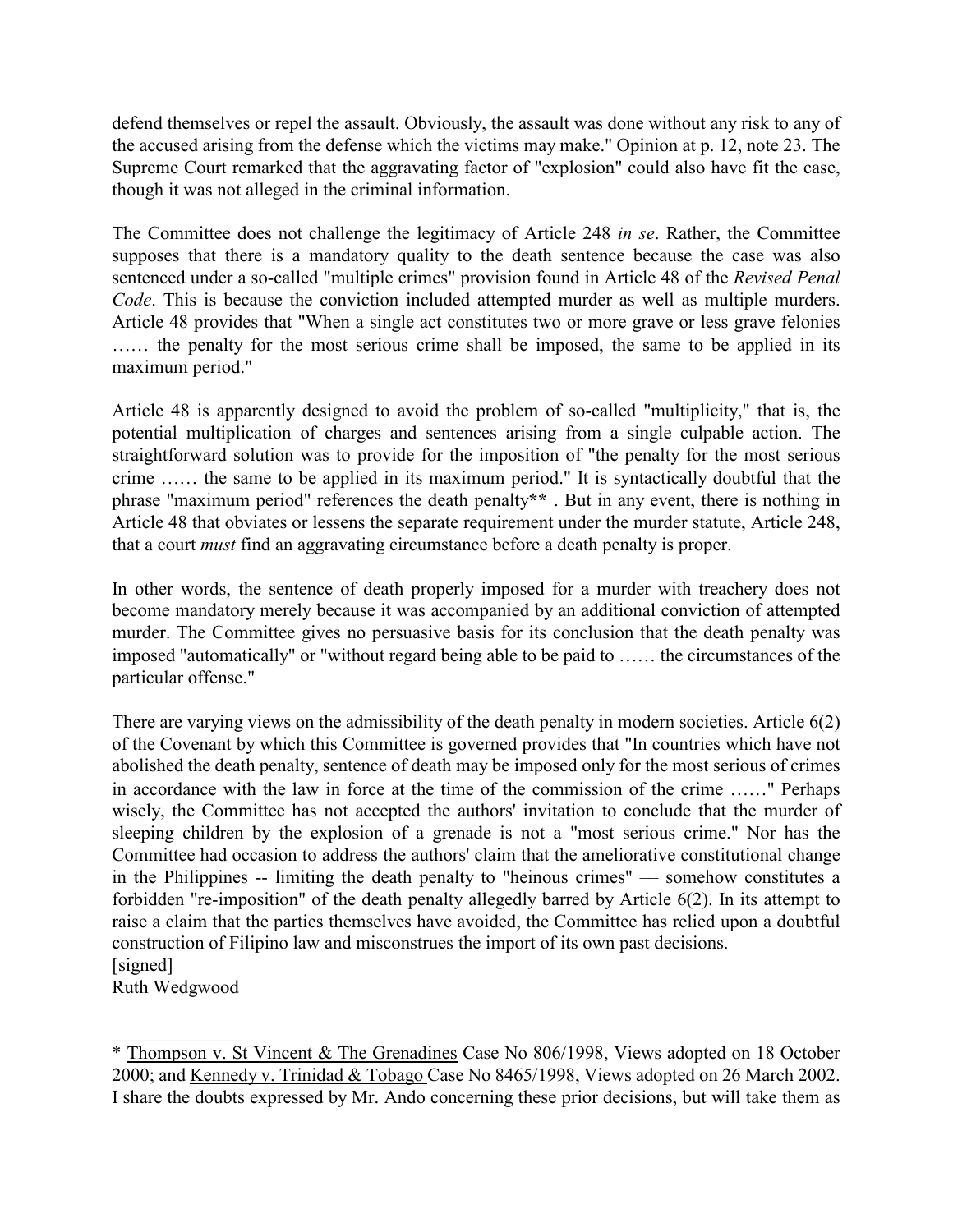defend themselves or repel the assault. Obviously, the assault was done without any risk to any of the accused arising from the defense which the victims may make." Opinion at p. 12, note 23. The Supreme Court remarked that the aggravating factor of "explosion" could also have fit the case, though it was not alleged in the criminal information.

The Committee does not challenge the legitimacy of Article 248 *in se*. Rather, the Committee supposes that there is a mandatory quality to the death sentence because the case was also sentenced under a so-called "multiple crimes" provision found in Article 48 of the *Revised Penal Code*. This is because the conviction included attempted murder as well as multiple murders. Article 48 provides that "When a single act constitutes two or more grave or less grave felonies …… the penalty for the most serious crime shall be imposed, the same to be applied in its maximum period."

Article 48 is apparently designed to avoid the problem of so-called "multiplicity," that is, the potential multiplication of charges and sentences arising from a single culpable action. The straightforward solution was to provide for the imposition of "the penalty for the most serious crime …… the same to be applied in its maximum period." It is syntactically doubtful that the phrase "maximum period" references the death penalty**** . But in any event, there is nothing in Article 48 that obviates or lessens the separate requirement under the murder statute, Article 248, that a court *must* find an aggravating circumstance before a death penalty is proper.

In other words, the sentence of death properly imposed for a murder with treachery does not become mandatory merely because it was accompanied by an additional conviction of attempted murder. The Committee gives no persuasive basis for its conclusion that the death penalty was imposed "automatically" or "without regard being able to be paid to …… the circumstances of the particular offense."

There are varying views on the admissibility of the death penalty in modern societies. Article 6(2) of the Covenant by which this Committee is governed provides that "In countries which have not abolished the death penalty, sentence of death may be imposed only for the most serious of crimes in accordance with the law in force at the time of the commission of the crime ……" Perhaps wisely, the Committee has not accepted the authors' invitation to conclude that the murder of sleeping children by the explosion of a grenade is not a "most serious crime." Nor has the Committee had occasion to address the authors' claim that the ameliorative constitutional change in the Philippines -- limiting the death penalty to "heinous crimes" — somehow constitutes a forbidden "re-imposition" of the death penalty allegedly barred by Article 6(2). In its attempt to raise a claim that the parties themselves have avoided, the Committee has relied upon a doubtful construction of Filipino law and misconstrues the import of its own past decisions.

[signed]
Ruth Wedgwood

---

* Thompson v. St Vincent & The Grenadines Case No 806/1998, Views adopted on 18 October 2000; and Kennedy v. Trinidad & Tobago Case No 8465/1998, Views adopted on 26 March 2002. I share the doubts expressed by Mr. Ando concerning these prior decisions, but will take them as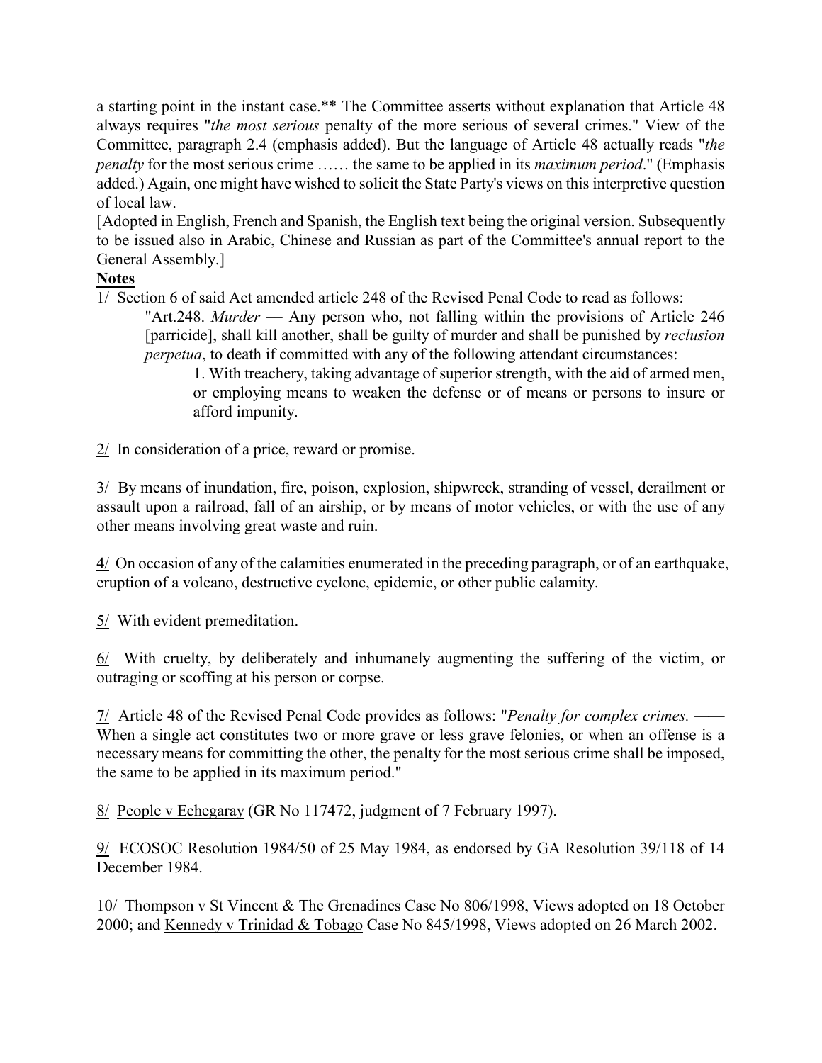a starting point in the instant case.** The Committee asserts without explanation that Article 48 always requires "*the most serious* penalty of the more serious of several crimes." View of the Committee, paragraph 2.4 (emphasis added). But the language of Article 48 actually reads "*the penalty* for the most serious crime …… the same to be applied in its *maximum period*." (Emphasis added.) Again, one might have wished to solicit the State Party's views on this interpretive question of local law.

[Adopted in English, French and Spanish, the English text being the original version. Subsequently to be issued also in Arabic, Chinese and Russian as part of the Committee's annual report to the General Assembly.]

**Notes**

1/ Section 6 of said Act amended article 248 of the Revised Penal Code to read as follows:

> "Art.248. *Murder* — Any person who, not falling within the provisions of Article 246 [parricide], shall kill another, shall be guilty of murder and shall be punished by *reclusion perpetua*, to death if committed with any of the following attendant circumstances:
>
> > 1. With treachery, taking advantage of superior strength, with the aid of armed men, or employing means to weaken the defense or of means or persons to insure or afford impunity.

2/ In consideration of a price, reward or promise.

3/ By means of inundation, fire, poison, explosion, shipwreck, stranding of vessel, derailment or assault upon a railroad, fall of an airship, or by means of motor vehicles, or with the use of any other means involving great waste and ruin.

4/ On occasion of any of the calamities enumerated in the preceding paragraph, or of an earthquake, eruption of a volcano, destructive cyclone, epidemic, or other public calamity.

5/ With evident premeditation.

6/ With cruelty, by deliberately and inhumanely augmenting the suffering of the victim, or outraging or scoffing at his person or corpse.

7/ Article 48 of the Revised Penal Code provides as follows: "*Penalty for complex crimes.* —— When a single act constitutes two or more grave or less grave felonies, or when an offense is a necessary means for committing the other, the penalty for the most serious crime shall be imposed, the same to be applied in its maximum period."

8/ People v Echegaray (GR No 117472, judgment of 7 February 1997).

9/ ECOSOC Resolution 1984/50 of 25 May 1984, as endorsed by GA Resolution 39/118 of 14 December 1984.

10/ Thompson v St Vincent & The Grenadines Case No 806/1998, Views adopted on 18 October 2000; and Kennedy v Trinidad & Tobago Case No 845/1998, Views adopted on 26 March 2002.